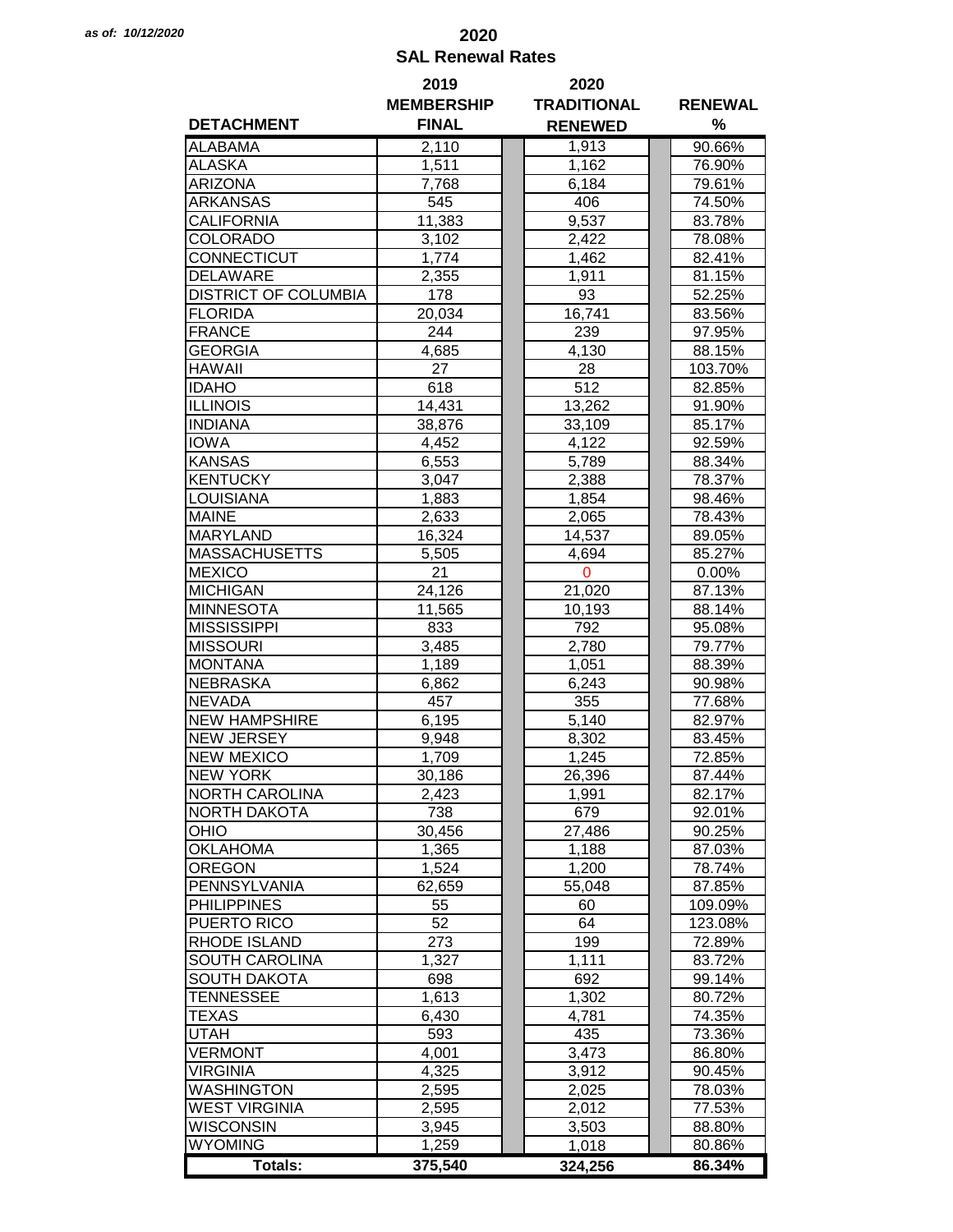*as of: 10/12/2020*

# 2020
## SAL Renewal Rates

| DETACHMENT | 2019 MEMBERSHIP FINAL | 2020 TRADITIONAL RENEWED | RENEWAL % |
|---|---|---|---|
| ALABAMA | 2,110 | 1,913 | 90.66% |
| ALASKA | 1,511 | 1,162 | 76.90% |
| ARIZONA | 7,768 | 6,184 | 79.61% |
| ARKANSAS | 545 | 406 | 74.50% |
| CALIFORNIA | 11,383 | 9,537 | 83.78% |
| COLORADO | 3,102 | 2,422 | 78.08% |
| CONNECTICUT | 1,774 | 1,462 | 82.41% |
| DELAWARE | 2,355 | 1,911 | 81.15% |
| DISTRICT OF COLUMBIA | 178 | 93 | 52.25% |
| FLORIDA | 20,034 | 16,741 | 83.56% |
| FRANCE | 244 | 239 | 97.95% |
| GEORGIA | 4,685 | 4,130 | 88.15% |
| HAWAII | 27 | 28 | 103.70% |
| IDAHO | 618 | 512 | 82.85% |
| ILLINOIS | 14,431 | 13,262 | 91.90% |
| INDIANA | 38,876 | 33,109 | 85.17% |
| IOWA | 4,452 | 4,122 | 92.59% |
| KANSAS | 6,553 | 5,789 | 88.34% |
| KENTUCKY | 3,047 | 2,388 | 78.37% |
| LOUISIANA | 1,883 | 1,854 | 98.46% |
| MAINE | 2,633 | 2,065 | 78.43% |
| MARYLAND | 16,324 | 14,537 | 89.05% |
| MASSACHUSETTS | 5,505 | 4,694 | 85.27% |
| MEXICO | 21 | 0 | 0.00% |
| MICHIGAN | 24,126 | 21,020 | 87.13% |
| MINNESOTA | 11,565 | 10,193 | 88.14% |
| MISSISSIPPI | 833 | 792 | 95.08% |
| MISSOURI | 3,485 | 2,780 | 79.77% |
| MONTANA | 1,189 | 1,051 | 88.39% |
| NEBRASKA | 6,862 | 6,243 | 90.98% |
| NEVADA | 457 | 355 | 77.68% |
| NEW HAMPSHIRE | 6,195 | 5,140 | 82.97% |
| NEW JERSEY | 9,948 | 8,302 | 83.45% |
| NEW MEXICO | 1,709 | 1,245 | 72.85% |
| NEW YORK | 30,186 | 26,396 | 87.44% |
| NORTH CAROLINA | 2,423 | 1,991 | 82.17% |
| NORTH DAKOTA | 738 | 679 | 92.01% |
| OHIO | 30,456 | 27,486 | 90.25% |
| OKLAHOMA | 1,365 | 1,188 | 87.03% |
| OREGON | 1,524 | 1,200 | 78.74% |
| PENNSYLVANIA | 62,659 | 55,048 | 87.85% |
| PHILIPPINES | 55 | 60 | 109.09% |
| PUERTO RICO | 52 | 64 | 123.08% |
| RHODE ISLAND | 273 | 199 | 72.89% |
| SOUTH CAROLINA | 1,327 | 1,111 | 83.72% |
| SOUTH DAKOTA | 698 | 692 | 99.14% |
| TENNESSEE | 1,613 | 1,302 | 80.72% |
| TEXAS | 6,430 | 4,781 | 74.35% |
| UTAH | 593 | 435 | 73.36% |
| VERMONT | 4,001 | 3,473 | 86.80% |
| VIRGINIA | 4,325 | 3,912 | 90.45% |
| WASHINGTON | 2,595 | 2,025 | 78.03% |
| WEST VIRGINIA | 2,595 | 2,012 | 77.53% |
| WISCONSIN | 3,945 | 3,503 | 88.80% |
| WYOMING | 1,259 | 1,018 | 80.86% |
| **Totals:** | **375,540** | **324,256** | **86.34%** |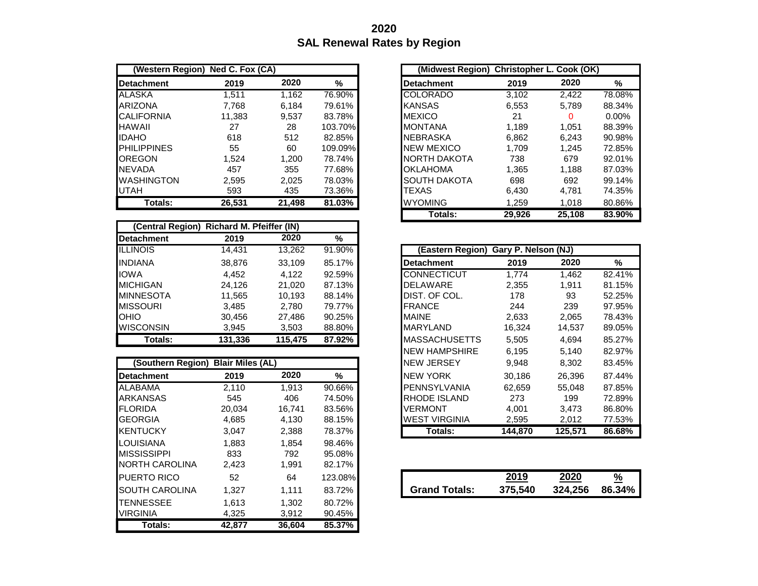# 2020
# SAL Renewal Rates by Region

| (Western Region) Ned C. Fox (CA) | | | |
|---|---|---|---|
| **Detachment** | **2019** | **2020** | **%** |
| ALASKA | 1,511 | 1,162 | 76.90% |
| ARIZONA | 7,768 | 6,184 | 79.61% |
| CALIFORNIA | 11,383 | 9,537 | 83.78% |
| HAWAII | 27 | 28 | 103.70% |
| IDAHO | 618 | 512 | 82.85% |
| PHILIPPINES | 55 | 60 | 109.09% |
| OREGON | 1,524 | 1,200 | 78.74% |
| NEVADA | 457 | 355 | 77.68% |
| WASHINGTON | 2,595 | 2,025 | 78.03% |
| UTAH | 593 | 435 | 73.36% |
| **Totals:** | **26,531** | **21,498** | **81.03%** |

| (Central Region) Richard M. Pfeiffer (IN) | | | |
|---|---|---|---|
| **Detachment** | **2019** | **2020** | **%** |
| ILLINOIS | 14,431 | 13,262 | 91.90% |
| INDIANA | 38,876 | 33,109 | 85.17% |
| IOWA | 4,452 | 4,122 | 92.59% |
| MICHIGAN | 24,126 | 21,020 | 87.13% |
| MINNESOTA | 11,565 | 10,193 | 88.14% |
| MISSOURI | 3,485 | 2,780 | 79.77% |
| OHIO | 30,456 | 27,486 | 90.25% |
| WISCONSIN | 3,945 | 3,503 | 88.80% |
| **Totals:** | **131,336** | **115,475** | **87.92%** |

| (Southern Region) Blair Miles (AL) | | | |
|---|---|---|---|
| **Detachment** | **2019** | **2020** | **%** |
| ALABAMA | 2,110 | 1,913 | 90.66% |
| ARKANSAS | 545 | 406 | 74.50% |
| FLORIDA | 20,034 | 16,741 | 83.56% |
| GEORGIA | 4,685 | 4,130 | 88.15% |
| KENTUCKY | 3,047 | 2,388 | 78.37% |
| LOUISIANA | 1,883 | 1,854 | 98.46% |
| MISSISSIPPI | 833 | 792 | 95.08% |
| NORTH CAROLINA | 2,423 | 1,991 | 82.17% |
| PUERTO RICO | 52 | 64 | 123.08% |
| SOUTH CAROLINA | 1,327 | 1,111 | 83.72% |
| TENNESSEE | 1,613 | 1,302 | 80.72% |
| VIRGINIA | 4,325 | 3,912 | 90.45% |
| **Totals:** | **42,877** | **36,604** | **85.37%** |

| (Midwest Region) Christopher L. Cook (OK) | | | |
|---|---|---|---|
| **Detachment** | **2019** | **2020** | **%** |
| COLORADO | 3,102 | 2,422 | 78.08% |
| KANSAS | 6,553 | 5,789 | 88.34% |
| MEXICO | 21 | 0 | 0.00% |
| MONTANA | 1,189 | 1,051 | 88.39% |
| NEBRASKA | 6,862 | 6,243 | 90.98% |
| NEW MEXICO | 1,709 | 1,245 | 72.85% |
| NORTH DAKOTA | 738 | 679 | 92.01% |
| OKLAHOMA | 1,365 | 1,188 | 87.03% |
| SOUTH DAKOTA | 698 | 692 | 99.14% |
| TEXAS | 6,430 | 4,781 | 74.35% |
| WYOMING | 1,259 | 1,018 | 80.86% |
| **Totals:** | **29,926** | **25,108** | **83.90%** |

| (Eastern Region) Gary P. Nelson (NJ) | | | |
|---|---|---|---|
| **Detachment** | **2019** | **2020** | **%** |
| CONNECTICUT | 1,774 | 1,462 | 82.41% |
| DELAWARE | 2,355 | 1,911 | 81.15% |
| DIST. OF COL. | 178 | 93 | 52.25% |
| FRANCE | 244 | 239 | 97.95% |
| MAINE | 2,633 | 2,065 | 78.43% |
| MARYLAND | 16,324 | 14,537 | 89.05% |
| MASSACHUSETTS | 5,505 | 4,694 | 85.27% |
| NEW HAMPSHIRE | 6,195 | 5,140 | 82.97% |
| NEW JERSEY | 9,948 | 8,302 | 83.45% |
| NEW YORK | 30,186 | 26,396 | 87.44% |
| PENNSYLVANIA | 62,659 | 55,048 | 87.85% |
| RHODE ISLAND | 273 | 199 | 72.89% |
| VERMONT | 4,001 | 3,473 | 86.80% |
| WEST VIRGINIA | 2,595 | 2,012 | 77.53% |
| **Totals:** | **144,870** | **125,571** | **86.68%** |

| | **2019** | **2020** | **%** |
|---|---|---|---|
| **Grand Totals:** | **375,540** | **324,256** | **86.34%** |